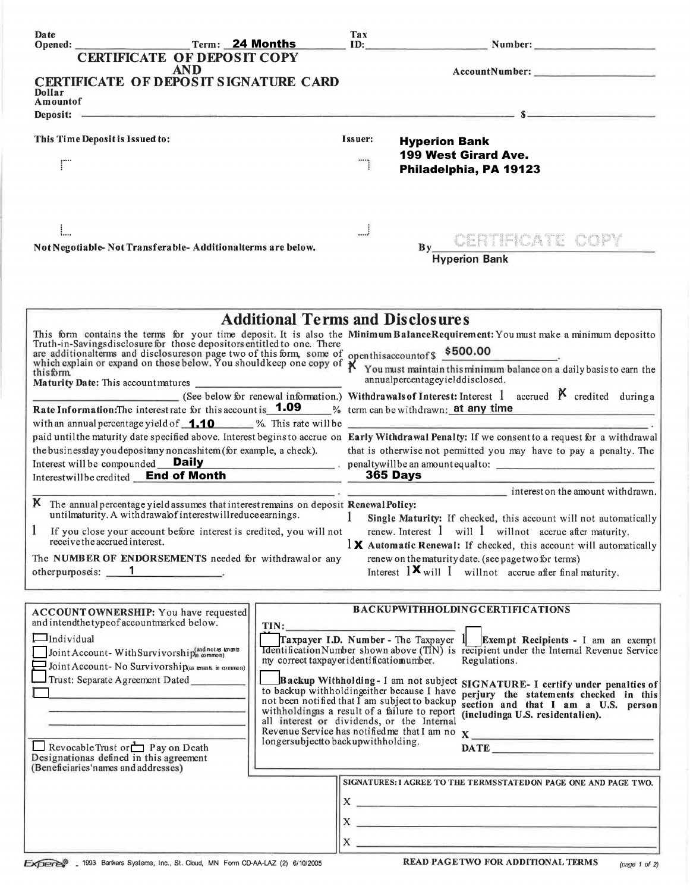Date Opened: \_\_\_\_\_\_\_\_\_\_ Term: **24 Months** Tax ID: \_\_\_\_\_\_\_\_\_\_ Number: \_\_\_\_\_\_\_\_\_\_

# CERTIFICATE OF DEPOSIT COPY AND CERTIFICATE OF DEPOSIT SIGNATURE CARD

Account Number: \_\_\_\_\_\_\_\_\_\_

Dollar Amount of Deposit: \_\_\_\_\_\_\_\_\_\_ $ \_\_\_\_\_\_\_\_\_\_

**This Time Deposit is Issued to:**

**Issuer:** **Hyperion Bank**
**199 West Girard Ave.**
**Philadelphia, PA 19123**

**Not Negotiable- Not Transferable- Additional terms are below.**

By CERTIFICATE COPY
**Hyperion Bank**

## Additional Terms and Disclosures

This form contains the terms for your time deposit. It is also the Truth-in-Savings disclosure for those depositors entitled to one. There are additional terms and disclosures on page two of this form, some of which explain or expand on those below. You should keep one copy of this form.

**Maturity Date:** This account matures \_\_\_\_\_\_\_\_\_\_ (See below for renewal information.)

**Rate Information:** The interest rate for this account is **1.09** % with an annual percentage yield of **1.10** %. This rate will be paid until the maturity date specified above. Interest begins to accrue on the business day you deposit any noncash item (for example, a check).

Interest will be compounded **Daily**.

Interest will be credited **End of Month**.

X The annual percentage yield assumes that interest remains on deposit until maturity. A withdrawal of interest will reduce earnings.

☐ If you close your account before interest is credited, you will not receive the accrued interest.

The **NUMBER OF ENDORSEMENTS** needed for withdrawal or any other purpose is: **1**.

**Minimum Balance Requirement:** You must make a minimum deposit to open this account of $ **$500.00**.

X You must maintain this minimum balance on a daily basis to earn the annual percentage yield disclosed.

**Withdrawals of Interest:** Interest ☐ accrued X credited during a term can be withdrawn: **at any time**

**Early Withdrawal Penalty:** If we consent to a request for a withdrawal that is otherwise not permitted you may have to pay a penalty. The penalty will be an amount equal to: **365 Days** interest on the amount withdrawn.

**Renewal Policy:**

☐ **Single Maturity:** If checked, this account will not automatically renew. Interest ☐ will ☐ will not accrue after maturity.

X **Automatic Renewal:** If checked, this account will automatically renew on the maturity date. (see page two for terms) Interest X will ☐ will not accrue after final maturity.

**ACCOUNT OWNERSHIP:** You have requested and intend the type of account marked below.

☐ Individual
☐ Joint Account- With Survivorship (and not as tenants in common)
☐ Joint Account- No Survivorship (as tenants in common)
☐ Trust: Separate Agreement Dated \_\_\_\_\_\_\_\_\_\_
☐ \_\_\_\_\_\_\_\_\_\_

☐ Revocable Trust or ☐ Pay on Death Designation as defined in this agreement (Beneficiaries' names and addresses)

**BACKUP WITHHOLDING CERTIFICATIONS**

TIN: \_\_\_\_\_\_\_\_\_\_

☐ **Taxpayer I.D. Number** - The Taxpayer Identification Number shown above (TIN) is my correct taxpayer identification number.

☐ **Backup Withholding** - I am not subject to backup withholding either because I have not been notified that I am subject to backup withholding as a result of a failure to report all interest or dividends, or the Internal Revenue Service has notified me that I am no longer subject to backup withholding.

☐ **Exempt Recipients** - I am an exempt recipient under the Internal Revenue Service Regulations.

**SIGNATURE- I certify under penalties of perjury the statements checked in this section and that I am a U.S. person (including a U.S. resident alien).**

X \_\_\_\_\_\_\_\_\_\_

**DATE** \_\_\_\_\_\_\_\_\_\_

**SIGNATURES: I AGREE TO THE TERMS STATED ON PAGE ONE AND PAGE TWO.**

X \_\_\_\_\_\_\_\_\_\_

X \_\_\_\_\_\_\_\_\_\_

X \_\_\_\_\_\_\_\_\_\_

Experts® - 1993 Bankers Systems, Inc., St. Cloud, MN Form CD-AA-LAZ (2) 6/10/2005

**READ PAGE TWO FOR ADDITIONAL TERMS**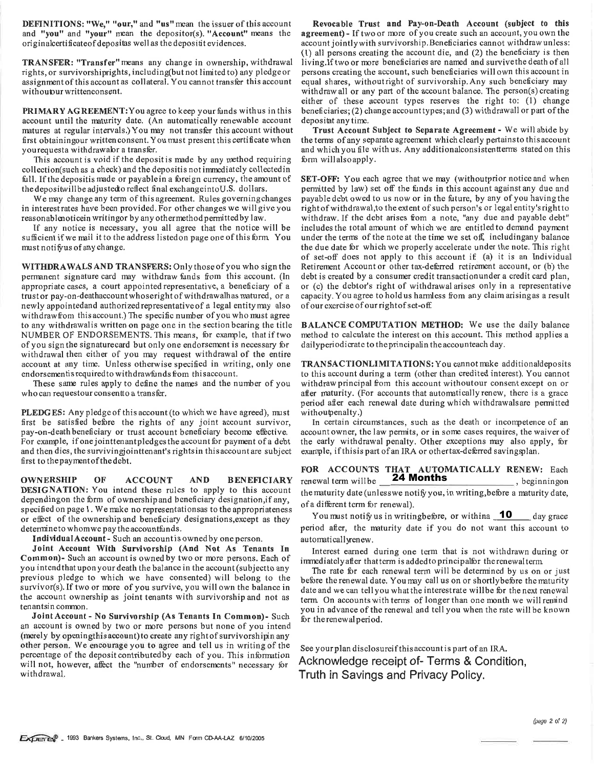**DEFINITIONS:** "We," "our," and "us" mean the issuer of this account and "you" and "your" mean the depositor(s). "Account" means the original certificate of deposit as well as the deposit it evidences.

**TRANSFER:** "Transfer" means any change in ownership, withdrawal rights, or survivorship rights, including (but not limited to) any pledge or assignment of this account as collateral. You cannot transfer this account without our written consent.

**PRIMARY AGREEMENT:** You agree to keep your funds with us in this account until the maturity date. (An automatically renewable account matures at regular intervals.) You may not transfer this account without first obtaining our written consent. You must present this certificate when you request a withdrawal or a transfer.

This account is void if the deposit is made by any method requiring collection (such as a check) and the deposit is not immediately collected in full. If the deposit is made or payable in a foreign currency, the amount of the deposit will be adjusted to reflect final exchange into U.S. dollars.

We may change any term of this agreement. Rules governing changes in interest rates have been provided. For other changes we will give you reasonable notice in writing or by any other method permitted by law.

If any notice is necessary, you all agree that the notice will be sufficient if we mail it to the address listed on page one of this form. You must notify us of any change.

**WITHDRAWALS AND TRANSFERS:** Only those of you who sign the permanent signature card may withdraw funds from this account. (In appropriate cases, a court appointed representative, a beneficiary of a trust or pay-on-death account whose right of withdrawal has matured, or a newly appointed and authorized representative of a legal entity may also withdraw from this account.) The specific number of you who must agree to any withdrawal is written on page one in the section bearing the title NUMBER OF ENDORSEMENTS. This means, for example, that if two of you sign the signature card but only one endorsement is necessary for withdrawal then either of you may request withdrawal of the entire account at any time. Unless otherwise specified in writing, only one endorsement is required to withdraw funds from this account.

These same rules apply to define the names and the number of you who can request our consent to a transfer.

**PLEDGES:** Any pledge of this account (to which we have agreed), must first be satisfied before the rights of any joint account survivor, pay-on-death beneficiary or trust account beneficiary become effective. For example, if one joint tenant pledges the account for payment of a debt and then dies, the surviving joint tenant's rights in this account are subject first to the payment of the debt.

**OWNERSHIP OF ACCOUNT AND BENEFICIARY DESIGNATION:** You intend these rules to apply to this account depending on the form of ownership and beneficiary designation, if any, specified on page 1. We make no representations as to the appropriateness or effect of the ownership and beneficiary designations, except as they determine to whom we pay the account funds.

**Individual Account** - Such an account is owned by one person.

**Joint Account With Survivorship (And Not As Tenants In Common)** - Such an account is owned by two or more persons. Each of you intend that upon your death the balance in the account (subject to any previous pledge to which we have consented) will belong to the survivor(s). If two or more of you survive, you will own the balance in the account ownership as joint tenants with survivorship and not as tenants in common.

**Joint Account - No Survivorship (As Tenants In Common)** - Such an account is owned by two or more persons but none of you intend (merely by opening this account) to create any right of survivorship in any other person. We encourage you to agree and tell us in writing of the percentage of the deposit contributed by each of you. This information will not, however, affect the "number of endorsements" necessary for withdrawal.

**Revocable Trust and Pay-on-Death Account (subject to this agreement)** - If two or more of you create such an account, you own the account jointly with survivorship. Beneficiaries cannot withdraw unless: (1) all persons creating the account die, and (2) the beneficiary is then living. If two or more beneficiaries are named and survive the death of all persons creating the account, such beneficiaries will own this account in equal shares, without right of survivorship. Any such beneficiary may withdraw all or any part of the account balance. The person(s) creating either of these account types reserves the right to: (1) change beneficiaries; (2) change account types; and (3) withdraw all or part of the deposit at any time.

**Trust Account Subject to Separate Agreement** - We will abide by the terms of any separate agreement which clearly pertains to this account and which you file with us. Any additional consistent terms stated on this form will also apply.

**SET-OFF:** You each agree that we may (without prior notice and when permitted by law) set off the funds in this account against any due and payable debt owed to us now or in the future, by any of you having the right of withdrawal, to the extent of such person's or legal entity's right to withdraw. If the debt arises from a note, "any due and payable debt" includes the total amount of which we are entitled to demand payment under the terms of the note at the time we set off, including any balance the due date for which we properly accelerate under the note. This right of set-off does not apply to this account if: (a) it is an Individual Retirement Account or other tax-deferred retirement account, or (b) the debt is created by a consumer credit transaction under a credit card plan, or (c) the debtor's right of withdrawal arises only in a representative capacity. You agree to hold us harmless from any claim arising as a result of our exercise of our right of set-off.

**BALANCE COMPUTATION METHOD:** We use the daily balance method to calculate the interest on this account. This method applies a daily periodic rate to the principal in the account each day.

**TRANSACTION LIMITATIONS:** You cannot make additional deposits to this account during a term (other than credited interest). You cannot withdraw principal from this account without our consent except on or after maturity. (For accounts that automatically renew, there is a grace period after each renewal date during which withdrawals are permitted without penalty.)

In certain circumstances, such as the death or incompetence of an account owner, the law permits, or in some cases requires, the waiver of the early withdrawal penalty. Other exceptions may also apply, for example, if this is part of an IRA or other tax-deferred savings plan.

**FOR ACCOUNTS THAT AUTOMATICALLY RENEW:** Each renewal term will be **24 Months**, beginning on the maturity date (unless we notify you, in writing, before a maturity date, of a different term for renewal).

You must notify us in writing before, or within a **10** day grace period after, the maturity date if you do not want this account to automatically renew.

Interest earned during one term that is not withdrawn during or immediately after that term is added to principal for the renewal term.

The rate for each renewal term will be determined by us on or just before the renewal date. You may call us on or shortly before the maturity date and we can tell you what the interest rate will be for the next renewal term. On accounts with terms of longer than one month we will remind you in advance of the renewal and tell you when the rate will be known for the renewal period.

See your plan disclosure if this account is part of an IRA.

Acknowledge receipt of- Terms & Condition, Truth in Savings and Privacy Policy.

Expere® - 1993 Bankers Systems, Inc., St. Cloud, MN Form CD-AA-LAZ 6/10/2005